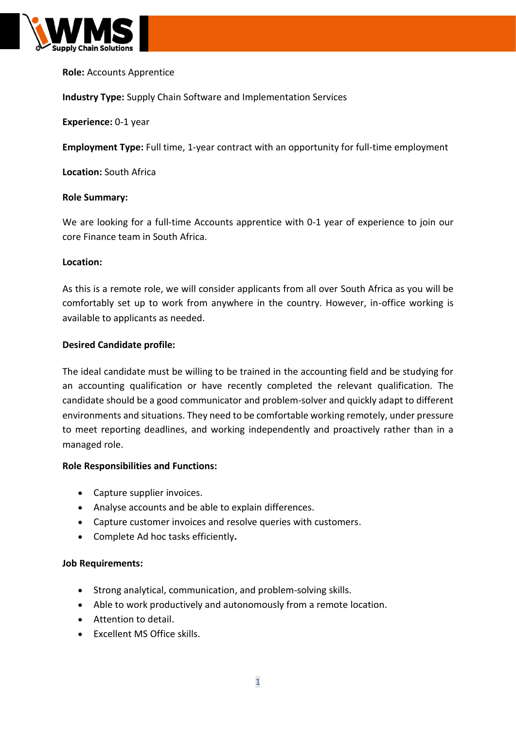**Role:** Accounts Apprentice

**Industry Type:** Supply Chain Software and Implementation Services

**Experience:** 0-1 year

**Employment Type:** Full time, 1-year contract with an opportunity for full-time employment

**Location:** South Africa

**Role Summary:**

We are looking for a full-time Accounts apprentice with 0-1 year of experience to join our core Finance team in South Africa.

**Location:**

As this is a remote role, we will consider applicants from all over South Africa as you will be comfortably set up to work from anywhere in the country. However, in-office working is available to applicants as needed.

**Desired Candidate profile:**

The ideal candidate must be willing to be trained in the accounting field and be studying for an accounting qualification or have recently completed the relevant qualification. The candidate should be a good communicator and problem-solver and quickly adapt to different environments and situations. They need to be comfortable working remotely, under pressure to meet reporting deadlines, and working independently and proactively rather than in a managed role.

**Role Responsibilities and Functions:**

- Capture supplier invoices.
- Analyse accounts and be able to explain differences.
- Capture customer invoices and resolve queries with customers.
- Complete Ad hoc tasks efficiently.

**Job Requirements:**

- Strong analytical, communication, and problem-solving skills.
- Able to work productively and autonomously from a remote location.
- Attention to detail.
- Excellent MS Office skills.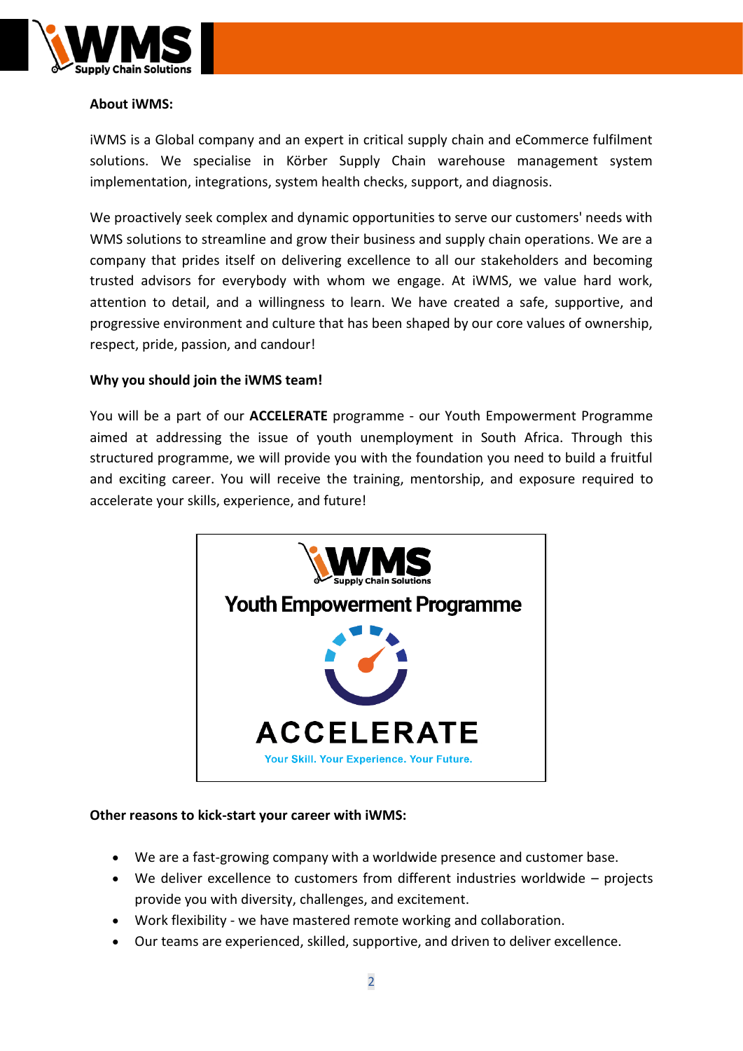**About iWMS:**

iWMS is a Global company and an expert in critical supply chain and eCommerce fulfilment solutions. We specialise in Körber Supply Chain warehouse management system implementation, integrations, system health checks, support, and diagnosis.

We proactively seek complex and dynamic opportunities to serve our customers' needs with WMS solutions to streamline and grow their business and supply chain operations. We are a company that prides itself on delivering excellence to all our stakeholders and becoming trusted advisors for everybody with whom we engage. At iWMS, we value hard work, attention to detail, and a willingness to learn. We have created a safe, supportive, and progressive environment and culture that has been shaped by our core values of ownership, respect, pride, passion, and candour!

**Why you should join the iWMS team!**

You will be a part of our **ACCELERATE** programme - our Youth Empowerment Programme aimed at addressing the issue of youth unemployment in South Africa. Through this structured programme, we will provide you with the foundation you need to build a fruitful and exciting career. You will receive the training, mentorship, and exposure required to accelerate your skills, experience, and future!

iWMS Supply Chain Solutions

Youth Empowerment Programme

ACCELERATE

Your Skill. Your Experience. Your Future.

**Other reasons to kick-start your career with iWMS:**

- We are a fast-growing company with a worldwide presence and customer base.
- We deliver excellence to customers from different industries worldwide – projects provide you with diversity, challenges, and excitement.
- Work flexibility - we have mastered remote working and collaboration.
- Our teams are experienced, skilled, supportive, and driven to deliver excellence.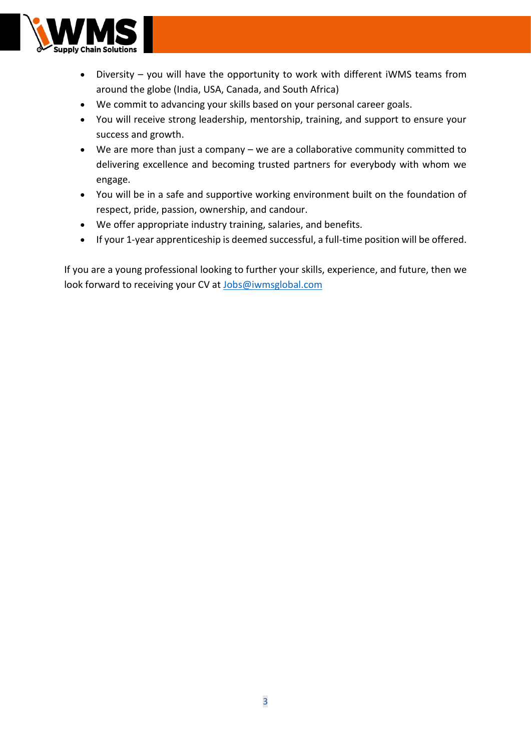- Diversity – you will have the opportunity to work with different iWMS teams from around the globe (India, USA, Canada, and South Africa)
- We commit to advancing your skills based on your personal career goals.
- You will receive strong leadership, mentorship, training, and support to ensure your success and growth.
- We are more than just a company – we are a collaborative community committed to delivering excellence and becoming trusted partners for everybody with whom we engage.
- You will be in a safe and supportive working environment built on the foundation of respect, pride, passion, ownership, and candour.
- We offer appropriate industry training, salaries, and benefits.
- If your 1-year apprenticeship is deemed successful, a full-time position will be offered.

If you are a young professional looking to further your skills, experience, and future, then we look forward to receiving your CV at Jobs@iwmsglobal.com